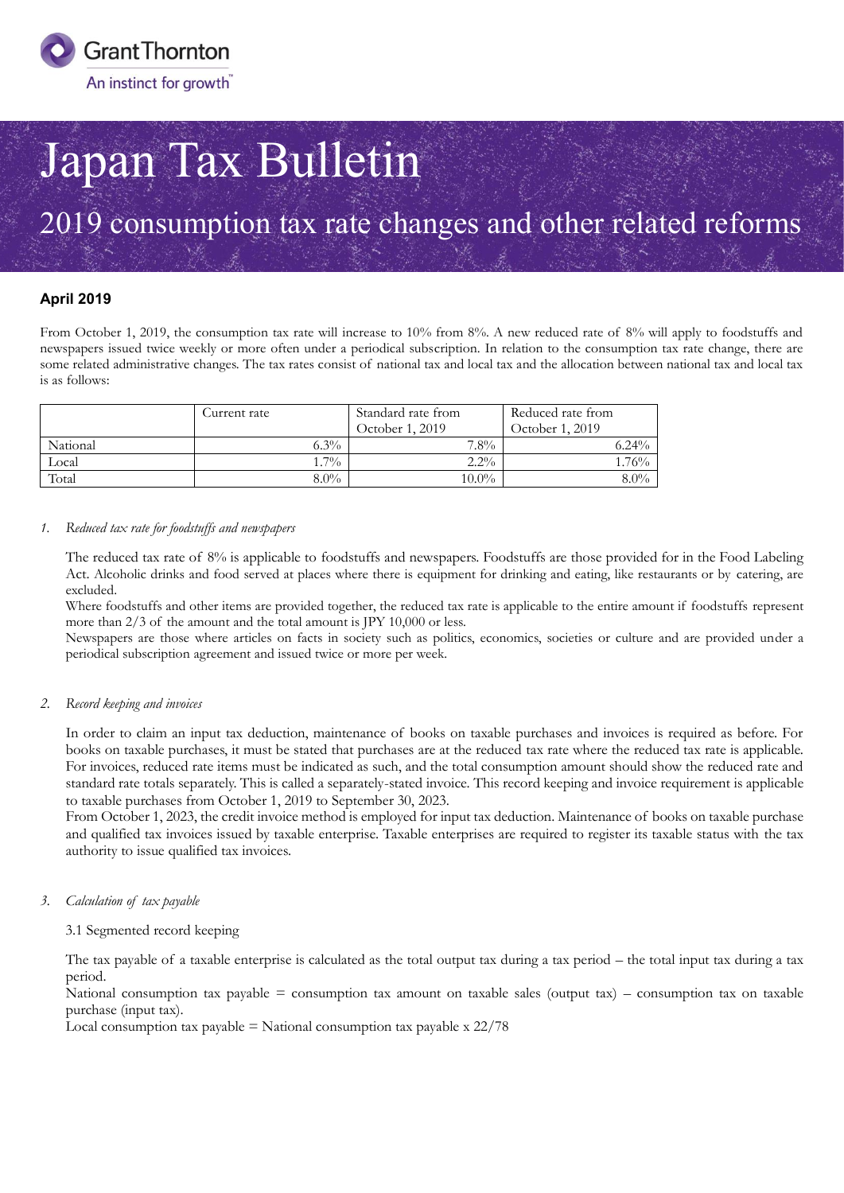# Japan Tax Bulletin

## 2019 consumption tax rate changes and other related reforms

**April 2019**

From October 1, 2019, the consumption tax rate will increase to 10% from 8%. A new reduced rate of 8% will apply to foodstuffs and newspapers issued twice weekly or more often under a periodical subscription. In relation to the consumption tax rate change, there are some related administrative changes. The tax rates consist of national tax and local tax and the allocation between national tax and local tax is as follows:

| | Current rate | Standard rate from October 1, 2019 | Reduced rate from October 1, 2019 |
|---|---|---|---|
| National | 6.3% | 7.8% | 6.24% |
| Local | 1.7% | 2.2% | 1.76% |
| Total | 8.0% | 10.0% | 8.0% |

*1. Reduced tax rate for foodstuffs and newspapers*

The reduced tax rate of 8% is applicable to foodstuffs and newspapers. Foodstuffs are those provided for in the Food Labeling Act. Alcoholic drinks and food served at places where there is equipment for drinking and eating, like restaurants or by catering, are excluded.

Where foodstuffs and other items are provided together, the reduced tax rate is applicable to the entire amount if foodstuffs represent more than 2/3 of the amount and the total amount is JPY 10,000 or less.

Newspapers are those where articles on facts in society such as politics, economics, societies or culture and are provided under a periodical subscription agreement and issued twice or more per week.

*2. Record keeping and invoices*

In order to claim an input tax deduction, maintenance of books on taxable purchases and invoices is required as before. For books on taxable purchases, it must be stated that purchases are at the reduced tax rate where the reduced tax rate is applicable. For invoices, reduced rate items must be indicated as such, and the total consumption amount should show the reduced rate and standard rate totals separately. This is called a separately-stated invoice. This record keeping and invoice requirement is applicable to taxable purchases from October 1, 2019 to September 30, 2023.

From October 1, 2023, the credit invoice method is employed for input tax deduction. Maintenance of books on taxable purchase and qualified tax invoices issued by taxable enterprise. Taxable enterprises are required to register its taxable status with the tax authority to issue qualified tax invoices.

*3. Calculation of tax payable*

3.1 Segmented record keeping

The tax payable of a taxable enterprise is calculated as the total output tax during a tax period – the total input tax during a tax period.

National consumption tax payable = consumption tax amount on taxable sales (output tax) – consumption tax on taxable purchase (input tax).

Local consumption tax payable = National consumption tax payable x 22/78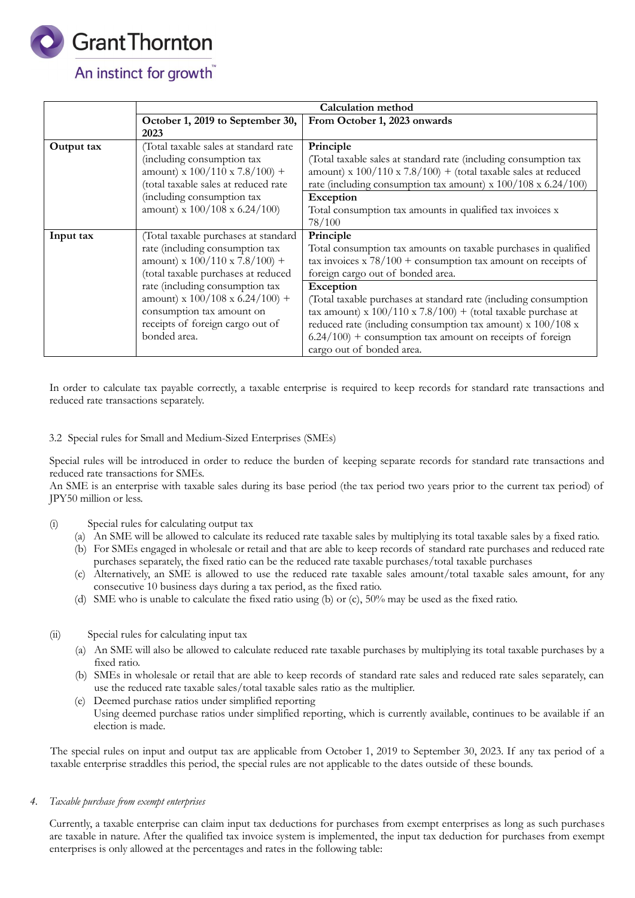| | Calculation method | |
|---|---|---|
| | October 1, 2019 to September 30, 2023 | From October 1, 2023 onwards |
| **Output tax** | (Total taxable sales at standard rate (including consumption tax amount) x 100/110 x 7.8/100) + (total taxable sales at reduced rate (including consumption tax amount) x 100/108 x 6.24/100) | **Principle**<br>(Total taxable sales at standard rate (including consumption tax amount) x 100/110 x 7.8/100) + (total taxable sales at reduced rate (including consumption tax amount) x 100/108 x 6.24/100)<br>**Exception**<br>Total consumption tax amounts in qualified tax invoices x 78/100 |
| **Input tax** | (Total taxable purchases at standard rate (including consumption tax amount) x 100/110 x 7.8/100) + (total taxable purchases at reduced rate (including consumption tax amount) x 100/108 x 6.24/100) + consumption tax amount on receipts of foreign cargo out of bonded area. | **Principle**<br>Total consumption tax amounts on taxable purchases in qualified tax invoices x 78/100 + consumption tax amount on receipts of foreign cargo out of bonded area.<br>**Exception**<br>(Total taxable purchases at standard rate (including consumption tax amount) x 100/110 x 7.8/100) + (total taxable purchase at reduced rate (including consumption tax amount) x 100/108 x 6.24/100) + consumption tax amount on receipts of foreign cargo out of bonded area. |

In order to calculate tax payable correctly, a taxable enterprise is required to keep records for standard rate transactions and reduced rate transactions separately.

3.2 Special rules for Small and Medium-Sized Enterprises (SMEs)

Special rules will be introduced in order to reduce the burden of keeping separate records for standard rate transactions and reduced rate transactions for SMEs.
An SME is an enterprise with taxable sales during its base period (the tax period two years prior to the current tax period) of JPY50 million or less.

(i) Special rules for calculating output tax
- (a) An SME will be allowed to calculate its reduced rate taxable sales by multiplying its total taxable sales by a fixed ratio.
- (b) For SMEs engaged in wholesale or retail and that are able to keep records of standard rate purchases and reduced rate purchases separately, the fixed ratio can be the reduced rate taxable purchases/total taxable purchases
- (c) Alternatively, an SME is allowed to use the reduced rate taxable sales amount/total taxable sales amount, for any consecutive 10 business days during a tax period, as the fixed ratio.
- (d) SME who is unable to calculate the fixed ratio using (b) or (c), 50% may be used as the fixed ratio.

(ii) Special rules for calculating input tax
- (a) An SME will also be allowed to calculate reduced rate taxable purchases by multiplying its total taxable purchases by a fixed ratio.
- (b) SMEs in wholesale or retail that are able to keep records of standard rate sales and reduced rate sales separately, can use the reduced rate taxable sales/total taxable sales ratio as the multiplier.
- (c) Deemed purchase ratios under simplified reporting
  Using deemed purchase ratios under simplified reporting, which is currently available, continues to be available if an election is made.

The special rules on input and output tax are applicable from October 1, 2019 to September 30, 2023. If any tax period of a taxable enterprise straddles this period, the special rules are not applicable to the dates outside of these bounds.

4. *Taxable purchase from exempt enterprises*

Currently, a taxable enterprise can claim input tax deductions for purchases from exempt enterprises as long as such purchases are taxable in nature. After the qualified tax invoice system is implemented, the input tax deduction for purchases from exempt enterprises is only allowed at the percentages and rates in the following table: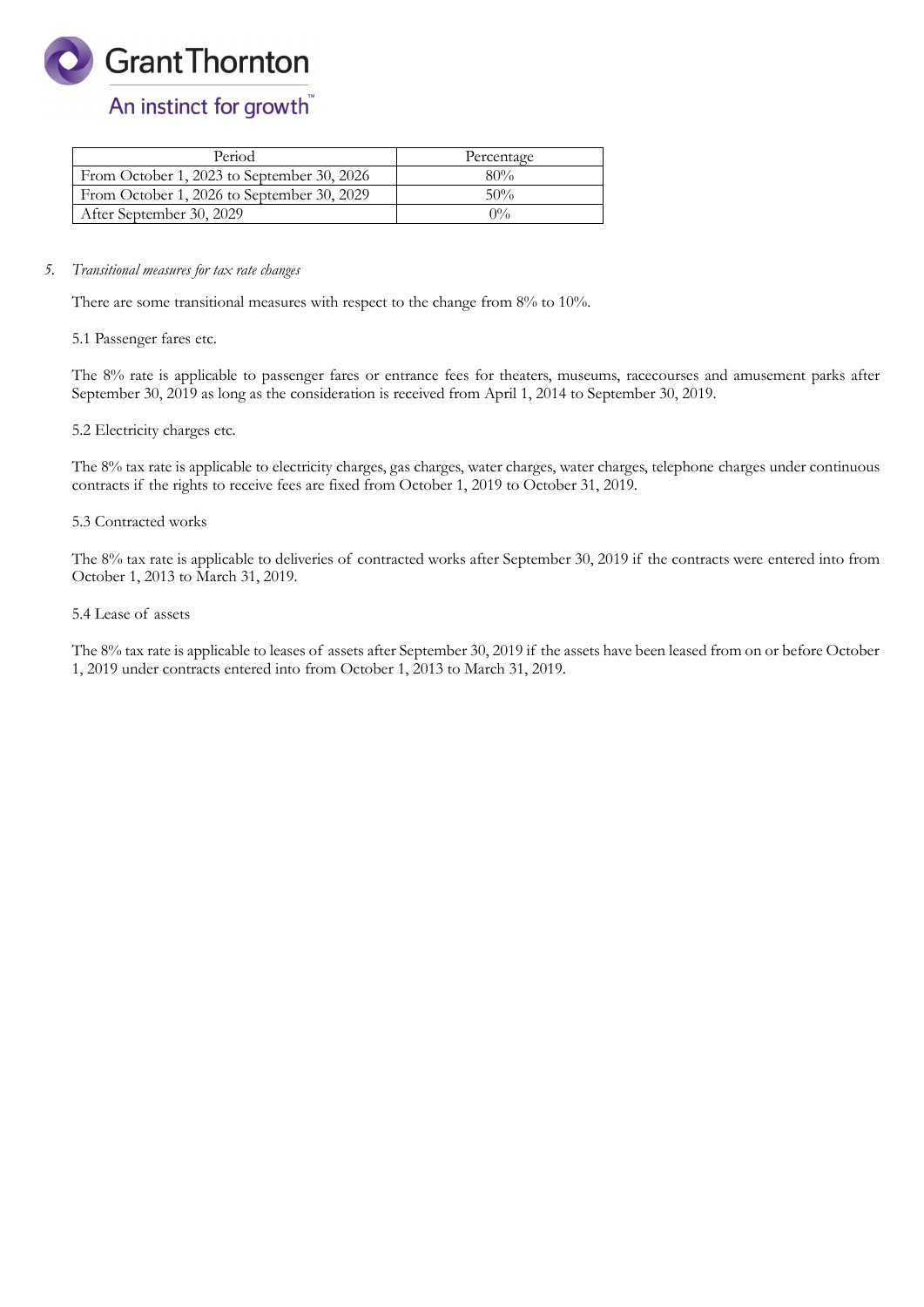| Period | Percentage |
| --- | --- |
| From October 1, 2023 to September 30, 2026 | 80% |
| From October 1, 2026 to September 30, 2029 | 50% |
| After September 30, 2029 | 0% |

5. *Transitional measures for tax rate changes*

There are some transitional measures with respect to the change from 8% to 10%.

5.1 Passenger fares etc.

The 8% rate is applicable to passenger fares or entrance fees for theaters, museums, racecourses and amusement parks after September 30, 2019 as long as the consideration is received from April 1, 2014 to September 30, 2019.

5.2 Electricity charges etc.

The 8% tax rate is applicable to electricity charges, gas charges, water charges, water charges, telephone charges under continuous contracts if the rights to receive fees are fixed from October 1, 2019 to October 31, 2019.

5.3 Contracted works

The 8% tax rate is applicable to deliveries of contracted works after September 30, 2019 if the contracts were entered into from October 1, 2013 to March 31, 2019.

5.4 Lease of assets

The 8% tax rate is applicable to leases of assets after September 30, 2019 if the assets have been leased from on or before October 1, 2019 under contracts entered into from October 1, 2013 to March 31, 2019.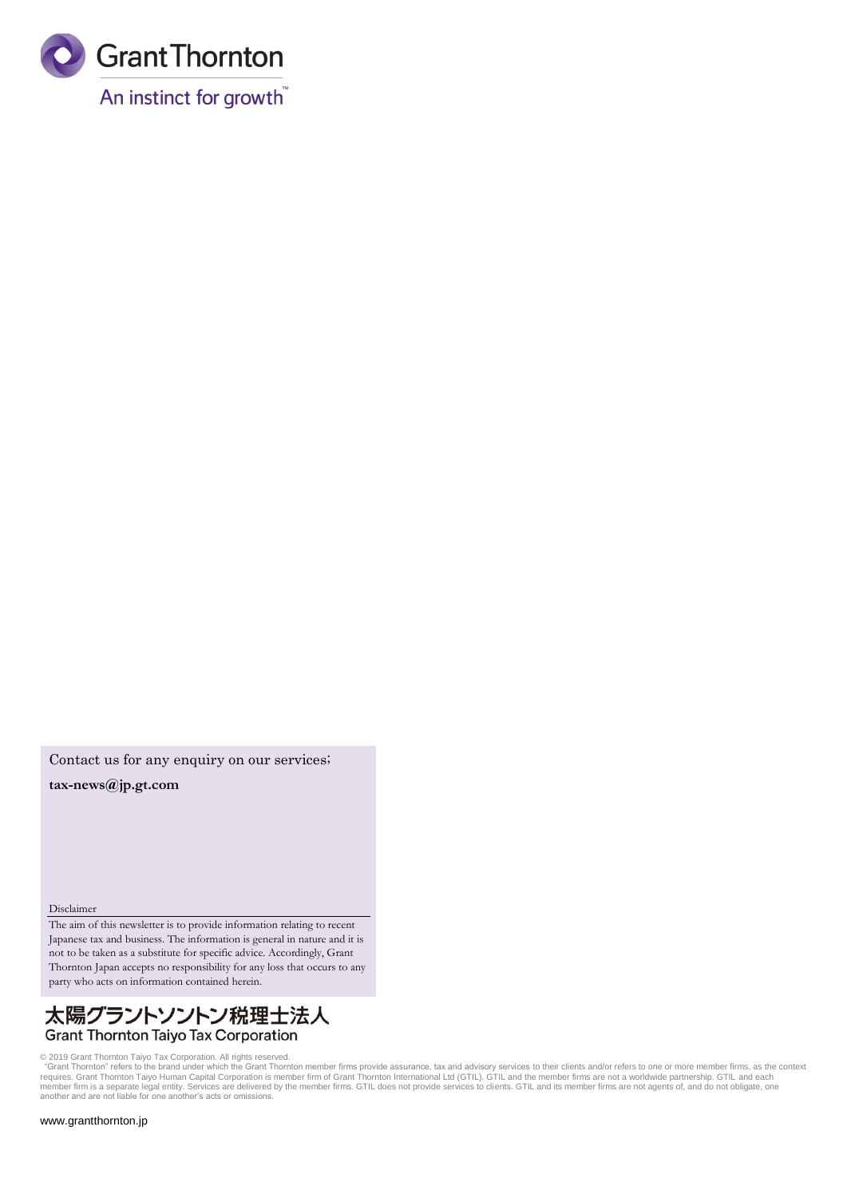Grant Thornton

An instinct for growth™

Contact us for any enquiry on our services;

**tax-news@jp.gt.com**

Disclaimer

The aim of this newsletter is to provide information relating to recent Japanese tax and business. The information is general in nature and it is not to be taken as a substitute for specific advice. Accordingly, Grant Thornton Japan accepts no responsibility for any loss that occurs to any party who acts on information contained herein.

太陽グラントソントン税理士法人
Grant Thornton Taiyo Tax Corporation

© 2019 Grant Thornton Taiyo Tax Corporation. All rights reserved.
"Grant Thornton" refers to the brand under which the Grant Thornton member firms provide assurance, tax and advisory services to their clients and/or refers to one or more member firms, as the context requires. Grant Thornton Taiyo Human Capital Corporation is member firm of Grant Thornton International Ltd (GTIL). GTIL and the member firms are not a worldwide partnership. GTIL and each member firm is a separate legal entity. Services are delivered by the member firms. GTIL does not provide services to clients. GTIL and its member firms are not agents of, and do not obligate, one another and are not liable for one another's acts or omissions.

www.grantthornton.jp